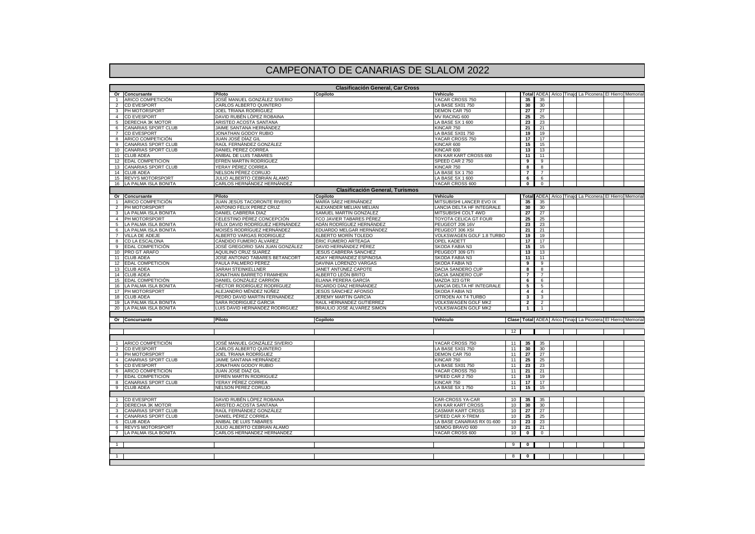# CAMPEONATO DE CANARIAS DE SLALOM 2022

## Clasificación General, Car Cross

| Or | Concursante | Piloto | Copiloto | Vehículo | Total | ADEA | Arico | Tinajo | La Piconera | El Hierro | Memorial |
|---|---|---|---|---|---|---|---|---|---|---|---|
| 1 | ARICO COMPETICIÓN | JOSÉ MANUEL GONZÁLEZ SIVERIO | | YACAR CROSS 750 | 35 | 35 | | | | | |
| 2 | CD EVESPORT | CARLOS ALBERTO QUINTERO | | LA BASE SX01 750 | 30 | 30 | | | | | |
| 3 | PH MOTORSPORT | JOEL TRIANA RODRÍGUEZ | | DEMON CAR 750 | 27 | 27 | | | | | |
| 4 | CD EVESPORT | DAVID RUBÉN LÓPEZ ROBAINA | | MV RACING 600 | 25 | 25 | | | | | |
| 5 | DERECHA 3K MOTOR | ARISTEO ACOSTA SANTANA | | LA BASE SX 1 600 | 23 | 23 | | | | | |
| 6 | CANARIAS SPORT CLUB | JAIME SANTANA HERNÁNDEZ | | KINCAR 750 | 21 | 21 | | | | | |
| 7 | CD EVESPORT | JONATHAN GODOY RUBIO | | LA BASE SX01 750 | 19 | 19 | | | | | |
| 8 | ARICO COMPETICIÓN | JUAN JOSÉ DÍAZ GIL | | YACAR CROSS 750 | 17 | 17 | | | | | |
| 9 | CANARIAS SPORT CLUB | RAÚL FERNÁNDEZ GONZÁLEZ | | KINCAR 600 | 15 | 15 | | | | | |
| 10 | CANARIAS SPORT CLUB | DANIEL PÉREZ CORREA | | KINCAR 600 | 13 | 13 | | | | | |
| 11 | CLUB ADEA | ANÍBAL DE LUIS TABARES | | KIN KAR KART CROSS 600 | 11 | 11 | | | | | |
| 12 | EDAL COMPETICIÓN | EFRÉN MARTÍN RODRÍGUEZ | | SPEED CAR 2 750 | 9 | 9 | | | | | |
| 13 | CANARIAS SPORT CLUB | YERAY PÉREZ CORREA | | KINCAR 750 | 8 | 8 | | | | | |
| 14 | CLUB ADEA | NELSON PÉREZ CORUJO | | LA BASE SX 1 750 | 7 | 7 | | | | | |
| 15 | REVYS MOTORSPORT | JULIO ALBERTO CEBRIÁN ÁLAMO | | LA BASE SX 1 600 | 6 | 6 | | | | | |
| 16 | LA PALMA ISLA BONITA | CARLOS HERNÁNDEZ HERNÁNDEZ | | YACAR CROSS 600 | 0 | 0 | | | | | |

## Clasificación General, Turismos

| Or | Concursante | Piloto | Copiloto | Vehículo | Total | ADEA | Arico | Tinajo | La Piconera | El Hierro | Memorial |
|---|---|---|---|---|---|---|---|---|---|---|---|
| 1 | ARICO COMPETICIÓN | JUAN JESÚS TACORONTE RIVERO | MARÍA SÁEZ HERNÁNDEZ | MITSUBISHI LANCER EVO IX | 35 | 35 | | | | | |
| 2 | PH MOTORSPORT | ANTONIO FÉLIX PÉREZ CRUZ | ALEXANDER MELIÁN MELIÁN | LANCIA DELTA HF INTEGRALE | 30 | 30 | | | | | |
| 3 | LA PALMA ISLA BONITA | DANIEL CABRERA DÍAZ | SAMUEL MARTÍN GONZÁLEZ | MITSUBISHI COLT 4WD | 27 | 27 | | | | | |
| 4 | PH MOTORSPORT | CELESTINO PÉREZ CONCEPCIÓN | FCO JAVIER TABARES PÉREZ | TOYOTA CELICA GT FOUR | 25 | 25 | | | | | |
| 5 | LA PALMA ISLA BONITA | FÉLIX DAVID RODRÍGUEZ HERNÁNDEZ | ADÁN RODRÍGUEZ HERNÁNDEZ | PEUGEOT 206 16V | 23 | 23 | | | | | |
| 6 | LA PALMA ISLA BONITA | MOISÉS RODRÍGUEZ HERNÁNDEZ | EDUARDO MELGAR HERNÁNDEZ | PEUGEOT 306 XSI | 21 | 21 | | | | | |
| 7 | VILLA DE ADEJE | ALBERTO VARGAS RODRÍGUEZ | ALBERTO MORÍN TOLEDO | VOLKSWAGEN GOLF 1.8 TURBO | 19 | 19 | | | | | |
| 8 | CD LA ESCALONA | CÁNDIDO FUMERO ÁLVAREZ | ÉRIC FUMERO ARTEAGA | OPEL KADETT | 17 | 17 | | | | | |
| 9 | EDAL COMPETICIÓN | JOSÉ GREGORIO SAN JUAN GONZÁLEZ | DAVID HERNÁNDEZ PÉREZ | SKODA FABIA N3 | 15 | 15 | | | | | |
| 10 | PRO GT ARAFO | AQUILINO CRUZ SUÁREZ | JESÚS CABRERA SÁNCHEZ | PEUGEOT 309 GTI | 13 | 13 | | | | | |
| 11 | CLUB ADEA | JOSÉ ANTONIO TABARES BETANCORT | ADAY HERNÁNDEZ ESPINOSA | SKODA FABIA N3 | 11 | 11 | | | | | |
| 12 | EDAL COMPETICIÓN | PAULA PALMERO PÉREZ | DAVINIA LORENZO VARGAS | SKODA FABIA N3 | 9 | 9 | | | | | |
| 13 | CLUB ADEA | SARAH STEINKELLNER | JANET ANTÚNEZ CAPOTE | DACIA SANDERO CUP | 8 | 8 | | | | | |
| 14 | CLUB ADEA | JONATHAN BARRETO FRAMHEIN | ALBERTO LEÓN BRITO | DACIA SANDERO CUP | 7 | 7 | | | | | |
| 15 | EDAL COMPETICIÓN | DANIEL GONZÁLEZ CARRIÓN | ELIANA PERERA GARCÍA | MAZDA 323 GTR | 6 | 6 | | | | | |
| 16 | LA PALMA ISLA BONITA | HÉCTOR RODRÍGUEZ RODRÍGUEZ | RICARDO DÍAZ HERNÁNDEZ | LANCIA DELTA HF INTEGRALE | 5 | 5 | | | | | |
| 17 | PH MOTORSPORT | ALEJANDRO MÉNDEZ NÚÑEZ | JESÚS SÁNCHEZ AFONSO | SKODA FABIA N3 | 4 | 4 | | | | | |
| 18 | CLUB ADEA | PEDRO DAVID MARTÍN FERNÁNDEZ | JEREMY MARTÍN GARCÍA | CITROËN AX T4 TURBO | 3 | 3 | | | | | |
| 19 | LA PALMA ISLA BONITA | SARA RODRÍGUEZ GARCÍA | RAÚL HERNÁNDEZ GUTIÉRREZ | VOLKSWAGEN GOLF MK2 | 2 | 2 | | | | | |
| 20 | LA PALMA ISLA BONITA | LUIS DAVID HERNÁNDEZ RODRÍGUEZ | BRAULIO JOSÉ ÁLVAREZ SIMÓN | VOLKSWAGEN GOLF MK2 | 1 | 1 | | | | | |

| Or | Concursante | Piloto | Copiloto | Vehículo | Clase | Total | ADEA | Arico | Tinajo | La Piconera | El Hierro | Memorial |
|---|---|---|---|---|---|---|---|---|---|---|---|---|
| | | | | | 12 | | | | | | | |
| 1 | ARICO COMPETICIÓN | JOSÉ MANUEL GONZÁLEZ SIVERIO | | YACAR CROSS 750 | 11 | 35 | 35 | | | | | |
| 2 | CD EVESPORT | CARLOS ALBERTO QUINTERO | | LA BASE SX01 750 | 11 | 30 | 30 | | | | | |
| 3 | PH MOTORSPORT | JOEL TRIANA RODRÍGUEZ | | DEMON CAR 750 | 11 | 27 | 27 | | | | | |
| 4 | CANARIAS SPORT CLUB | JAIME SANTANA HERNÁNDEZ | | KINCAR 750 | 11 | 25 | 25 | | | | | |
| 5 | CD EVESPORT | JONATHAN GODOY RUBIO | | LA BASE SX01 750 | 11 | 23 | 23 | | | | | |
| 6 | ARICO COMPETICIÓN | JUAN JOSÉ DÍAZ GIL | | YACAR CROSS 750 | 11 | 21 | 21 | | | | | |
| 7 | EDAL COMPETICIÓN | EFRÉN MARTÍN RODRÍGUEZ | | SPEED CAR 2 750 | 11 | 19 | 19 | | | | | |
| 8 | CANARIAS SPORT CLUB | YERAY PÉREZ CORREA | | KINCAR 750 | 11 | 17 | 17 | | | | | |
| 9 | CLUB ADEA | NELSON PÉREZ CORUJO | | LA BASE SX 1 750 | 11 | 15 | 15 | | | | | |
| 1 | CD EVESPORT | DAVID RUBÉN LÓPEZ ROBAINA | | CAR-CROSS YA-CAR | 10 | 35 | 35 | | | | | |
| 2 | DERECHA 3K MOTOR | ARISTEO ACOSTA SANTANA | | KIN KAR KART CROSS | 10 | 30 | 30 | | | | | |
| 3 | CANARIAS SPORT CLUB | RAÚL FERNÁNDEZ GONZÁLEZ | | CASMAR KART CROSS | 10 | 27 | 27 | | | | | |
| 4 | CANARIAS SPORT CLUB | DANIEL PÉREZ CORREA | | SPEED CAR X-TREM | 10 | 25 | 25 | | | | | |
| 5 | CLUB ADEA | ANÍBAL DE LUIS TABARES | | LA BASE CANARIAS RX 01-600 | 10 | 23 | 23 | | | | | |
| 6 | REVYS MOTORSPORT | JULIO ALBERTO CEBRIÁN ÁLAMO | | SEMOG BRAVO 600 | 10 | 21 | 21 | | | | | |
| 7 | LA PALMA ISLA BONITA | CARLOS HERNÁNDEZ HERNÁNDEZ | | YACAR CROSS 600 | 10 | 0 | 0 | | | | | |
| 1 | | | | | 9 | 0 | | | | | | |
| 1 | | | | | 8 | 0 | | | | | | |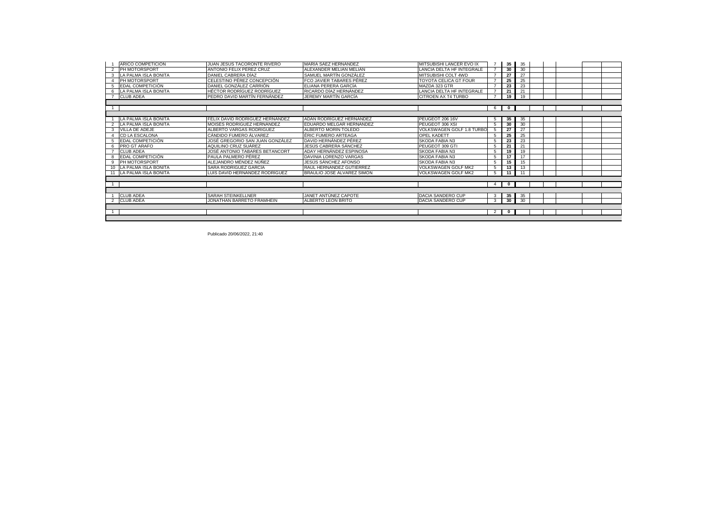| | | | | | | | | | | | | | |
|---|---|---|---|---|---|---|---|---|---|---|---|---|---|
| 1 | ARICO COMPETICIÓN | JUAN JESÚS TACORONTE RIVERO | MARÍA SÁEZ HERNÁNDEZ | MITSUBISHI LANCER EVO IX | 7 | 35 | 35 | | | | | | |
| 2 | PH MOTORSPORT | ANTONIO FÉLIX PÉREZ CRUZ | ALEXANDER MELIÁN MELIÁN | LANCIA DELTA HF INTEGRALE | 7 | 30 | 30 | | | | | | |
| 3 | LA PALMA ISLA BONITA | DANIEL CABRERA DÍAZ | SAMUEL MARTÍN GONZÁLEZ | MITSUBISHI COLT 4WD | 7 | 27 | 27 | | | | | | |
| 4 | PH MOTORSPORT | CELESTINO PÉREZ CONCEPCIÓN | FCO JAVIER TABARES PÉREZ | TOYOTA CELICA GT FOUR | 7 | 25 | 25 | | | | | | |
| 5 | EDAL COMPETICIÓN | DANIEL GONZÁLEZ CARRIÓN | ELIANA PERERA GARCÍA | MAZDA 323 GTR | 7 | 23 | 23 | | | | | | |
| 6 | LA PALMA ISLA BONITA | HÉCTOR RODRÍGUEZ RODRÍGUEZ | RICARDO DÍAZ HERNÁNDEZ | LANCIA DELTA HF INTEGRALE | 7 | 21 | 21 | | | | | | |
| 7 | CLUB ADEA | PEDRO DAVID MARTÍN FERNÁNDEZ | JEREMY MARTÍN GARCÍA | CITROEN AX T4 TURBO | 7 | 19 | 19 | | | | | | |
| 1 | | | | | 6 | 0 | | | | | | | |
| 1 | LA PALMA ISLA BONITA | FÉLIX DAVID RODRÍGUEZ HERNÁNDEZ | ADÁN RODRÍGUEZ HERNÁNDEZ | PEUGEOT 206 16V | 5 | 35 | 35 | | | | | | |
| 2 | LA PALMA ISLA BONITA | MOISÉS RODRÍGUEZ HERNÁNDEZ | EDUARDO MELGAR HERNÁNDEZ | PEUGEOT 306 XSI | 5 | 30 | 30 | | | | | | |
| 3 | VILLA DE ADEJE | ALBERTO VARGAS RODRÍGUEZ | ALBERTO MORÍN TOLEDO | VOLKSWAGEN GOLF 1.8 TURBO | 5 | 27 | 27 | | | | | | |
| 4 | CD LA ESCALONA | CÁNDIDO FUMERO ÁLVAREZ | ÉRIC FUMERO ARTEAGA | OPEL KADETT | 5 | 25 | 25 | | | | | | |
| 5 | EDAL COMPETICIÓN | JOSÉ GREGORIO SAN JUAN GONZÁLEZ | DAVID HERNÁNDEZ PÉREZ | SKODA FABIA N3 | 5 | 23 | 23 | | | | | | |
| 6 | PRO GT ARAFO | AQUILINO CRUZ SUÁREZ | JESÚS CABRERA SÁNCHEZ | PEUGEOT 309 GTI | 5 | 21 | 21 | | | | | | |
| 7 | CLUB ADEA | JOSÉ ANTONIO TABARES BETANCORT | ADAY HERNÁNDEZ ESPINOSA | SKODA FABIA N3 | 5 | 19 | 19 | | | | | | |
| 8 | EDAL COMPETICIÓN | PAULA PALMERO PÉREZ | DAVINIA LORENZO VARGAS | SKODA FABIA N3 | 5 | 17 | 17 | | | | | | |
| 9 | PH MOTORSPORT | ALEJANDRO MÉNDEZ NÚÑEZ | JESÚS SÁNCHEZ AFONSO | SKODA FABIA N3 | 5 | 15 | 15 | | | | | | |
| 10 | LA PALMA ISLA BONITA | SARA RODRÍGUEZ GARCÍA | RAÚL HERNÁNDEZ GUTIÉRREZ | VOLKSWAGEN GOLF MK2 | 5 | 13 | 13 | | | | | | |
| 11 | LA PALMA ISLA BONITA | LUIS DAVID HERNÁNDEZ RODRÍGUEZ | BRAULIO JOSÉ ÁLVAREZ SIMÓN | VOLKSWAGEN GOLF MK2 | 5 | 11 | 11 | | | | | | |
| 1 | | | | | 4 | 0 | | | | | | | |
| 1 | CLUB ADEA | SARAH STEINKELLNER | JANET ANTÚNEZ CAPOTE | DACIA SANDERO CUP | 3 | 35 | 35 | | | | | | |
| 2 | CLUB ADEA | JONATHAN BARRETO FRAMHEIN | ALBERTO LEÓN BRITO | DACIA SANDERO CUP | 3 | 30 | 30 | | | | | | |
| 1 | | | | | 2 | 0 | | | | | | | |

Publicado 20/06/2022, 21:40